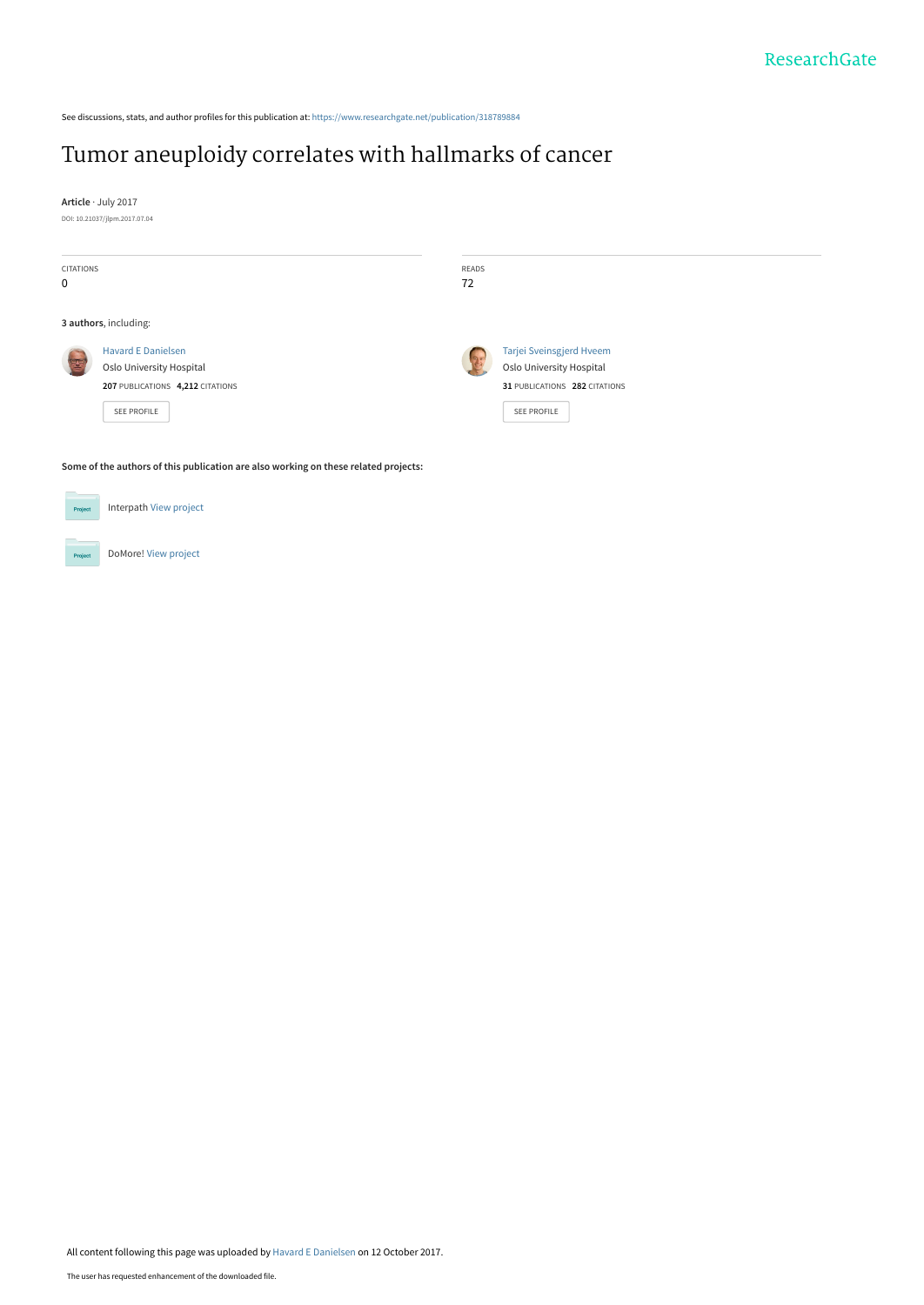See discussions, stats, and author profiles for this publication at: https://www.researchgate.net/publication/318789884

# Tumor aneuploidy correlates with hallmarks of cancer

**Article** · July 2017

DOI: 10.21037/jlpm.2017.07.04

CITATIONS
0

READS
72

**3 authors**, including:

Havard E Danielsen
Oslo University Hospital
**207** PUBLICATIONS **4,212** CITATIONS
SEE PROFILE

Tarjei Sveinsgjerd Hveem
Oslo University Hospital
**31** PUBLICATIONS **282** CITATIONS
SEE PROFILE

**Some of the authors of this publication are also working on these related projects:**

Interpath View project

DoMore! View project

All content following this page was uploaded by Havard E Danielsen on 12 October 2017.

The user has requested enhancement of the downloaded file.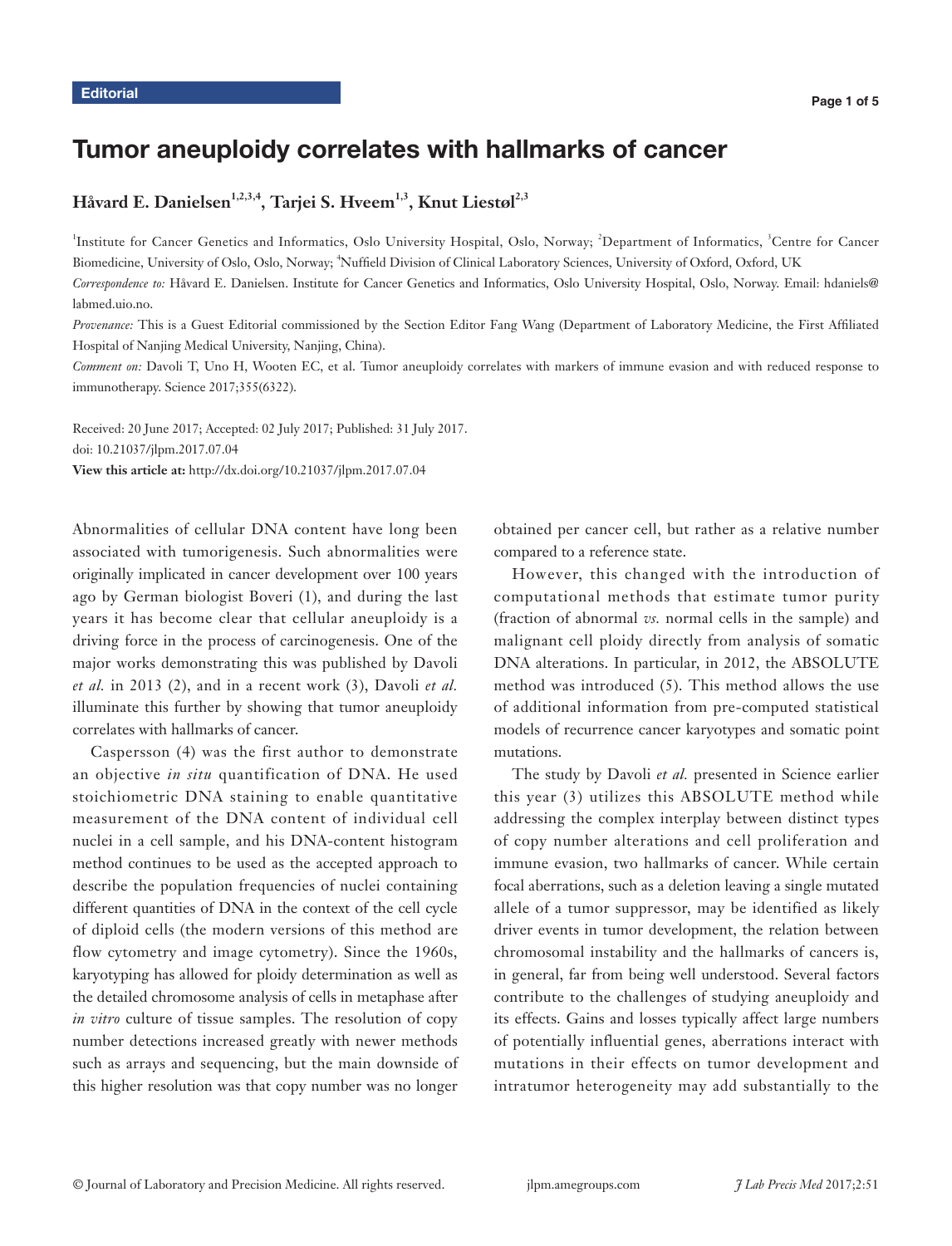Editorial

# Tumor aneuploidy correlates with hallmarks of cancer

## Håvard E. Danielsen[1,2,3,4], Tarjei S. Hveem[1,3], Knut Liestøl[2,3]

[1]Institute for Cancer Genetics and Informatics, Oslo University Hospital, Oslo, Norway; [2]Department of Informatics, [3]Centre for Cancer Biomedicine, University of Oslo, Oslo, Norway; [4]Nuffield Division of Clinical Laboratory Sciences, University of Oxford, Oxford, UK

*Correspondence to:* Håvard E. Danielsen. Institute for Cancer Genetics and Informatics, Oslo University Hospital, Oslo, Norway. Email: hdaniels@labmed.uio.no.

*Provenance:* This is a Guest Editorial commissioned by the Section Editor Fang Wang (Department of Laboratory Medicine, the First Affiliated Hospital of Nanjing Medical University, Nanjing, China).

*Comment on:* Davoli T, Uno H, Wooten EC, et al. Tumor aneuploidy correlates with markers of immune evasion and with reduced response to immunotherapy. Science 2017;355(6322).

Received: 20 June 2017; Accepted: 02 July 2017; Published: 31 July 2017.
doi: 10.21037/jlpm.2017.07.04
**View this article at:** http://dx.doi.org/10.21037/jlpm.2017.07.04

Abnormalities of cellular DNA content have long been associated with tumorigenesis. Such abnormalities were originally implicated in cancer development over 100 years ago by German biologist Boveri (1), and during the last years it has become clear that cellular aneuploidy is a driving force in the process of carcinogenesis. One of the major works demonstrating this was published by Davoli *et al.* in 2013 (2), and in a recent work (3), Davoli *et al.* illuminate this further by showing that tumor aneuploidy correlates with hallmarks of cancer.

Caspersson (4) was the first author to demonstrate an objective *in situ* quantification of DNA. He used stoichiometric DNA staining to enable quantitative measurement of the DNA content of individual cell nuclei in a cell sample, and his DNA-content histogram method continues to be used as the accepted approach to describe the population frequencies of nuclei containing different quantities of DNA in the context of the cell cycle of diploid cells (the modern versions of this method are flow cytometry and image cytometry). Since the 1960s, karyotyping has allowed for ploidy determination as well as the detailed chromosome analysis of cells in metaphase after *in vitro* culture of tissue samples. The resolution of copy number detections increased greatly with newer methods such as arrays and sequencing, but the main downside of this higher resolution was that copy number was no longer obtained per cancer cell, but rather as a relative number compared to a reference state.

However, this changed with the introduction of computational methods that estimate tumor purity (fraction of abnormal *vs.* normal cells in the sample) and malignant cell ploidy directly from analysis of somatic DNA alterations. In particular, in 2012, the ABSOLUTE method was introduced (5). This method allows the use of additional information from pre-computed statistical models of recurrence cancer karyotypes and somatic point mutations.

The study by Davoli *et al.* presented in Science earlier this year (3) utilizes this ABSOLUTE method while addressing the complex interplay between distinct types of copy number alterations and cell proliferation and immune evasion, two hallmarks of cancer. While certain focal aberrations, such as a deletion leaving a single mutated allele of a tumor suppressor, may be identified as likely driver events in tumor development, the relation between chromosomal instability and the hallmarks of cancers is, in general, far from being well understood. Several factors contribute to the challenges of studying aneuploidy and its effects. Gains and losses typically affect large numbers of potentially influential genes, aberrations interact with mutations in their effects on tumor development and intratumor heterogeneity may add substantially to the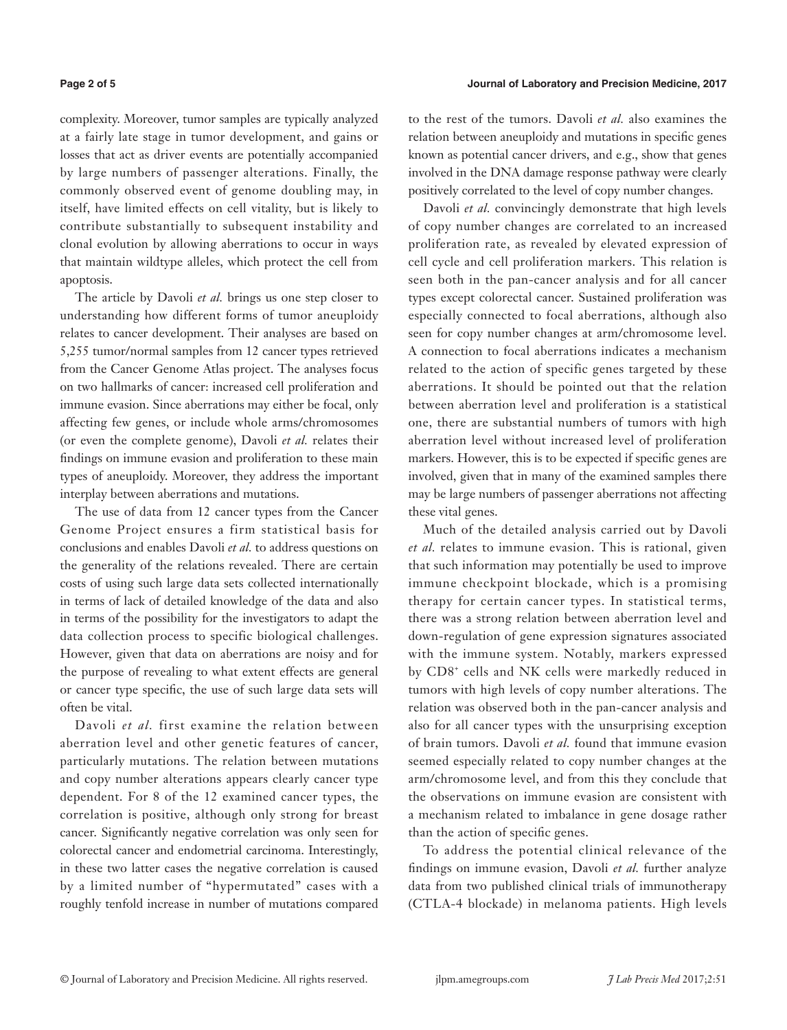complexity. Moreover, tumor samples are typically analyzed at a fairly late stage in tumor development, and gains or losses that act as driver events are potentially accompanied by large numbers of passenger alterations. Finally, the commonly observed event of genome doubling may, in itself, have limited effects on cell vitality, but is likely to contribute substantially to subsequent instability and clonal evolution by allowing aberrations to occur in ways that maintain wildtype alleles, which protect the cell from apoptosis.

The article by Davoli *et al.* brings us one step closer to understanding how different forms of tumor aneuploidy relates to cancer development. Their analyses are based on 5,255 tumor/normal samples from 12 cancer types retrieved from the Cancer Genome Atlas project. The analyses focus on two hallmarks of cancer: increased cell proliferation and immune evasion. Since aberrations may either be focal, only affecting few genes, or include whole arms/chromosomes (or even the complete genome), Davoli *et al.* relates their findings on immune evasion and proliferation to these main types of aneuploidy. Moreover, they address the important interplay between aberrations and mutations.

The use of data from 12 cancer types from the Cancer Genome Project ensures a firm statistical basis for conclusions and enables Davoli *et al.* to address questions on the generality of the relations revealed. There are certain costs of using such large data sets collected internationally in terms of lack of detailed knowledge of the data and also in terms of the possibility for the investigators to adapt the data collection process to specific biological challenges. However, given that data on aberrations are noisy and for the purpose of revealing to what extent effects are general or cancer type specific, the use of such large data sets will often be vital.

Davoli *et al.* first examine the relation between aberration level and other genetic features of cancer, particularly mutations. The relation between mutations and copy number alterations appears clearly cancer type dependent. For 8 of the 12 examined cancer types, the correlation is positive, although only strong for breast cancer. Significantly negative correlation was only seen for colorectal cancer and endometrial carcinoma. Interestingly, in these two latter cases the negative correlation is caused by a limited number of "hypermutated" cases with a roughly tenfold increase in number of mutations compared to the rest of the tumors. Davoli *et al.* also examines the relation between aneuploidy and mutations in specific genes known as potential cancer drivers, and e.g., show that genes involved in the DNA damage response pathway were clearly positively correlated to the level of copy number changes.

Davoli *et al.* convincingly demonstrate that high levels of copy number changes are correlated to an increased proliferation rate, as revealed by elevated expression of cell cycle and cell proliferation markers. This relation is seen both in the pan-cancer analysis and for all cancer types except colorectal cancer. Sustained proliferation was especially connected to focal aberrations, although also seen for copy number changes at arm/chromosome level. A connection to focal aberrations indicates a mechanism related to the action of specific genes targeted by these aberrations. It should be pointed out that the relation between aberration level and proliferation is a statistical one, there are substantial numbers of tumors with high aberration level without increased level of proliferation markers. However, this is to be expected if specific genes are involved, given that in many of the examined samples there may be large numbers of passenger aberrations not affecting these vital genes.

Much of the detailed analysis carried out by Davoli *et al.* relates to immune evasion. This is rational, given that such information may potentially be used to improve immune checkpoint blockade, which is a promising therapy for certain cancer types. In statistical terms, there was a strong relation between aberration level and down-regulation of gene expression signatures associated with the immune system. Notably, markers expressed by $CD8^+$ cells and NK cells were markedly reduced in tumors with high levels of copy number alterations. The relation was observed both in the pan-cancer analysis and also for all cancer types with the unsurprising exception of brain tumors. Davoli *et al.* found that immune evasion seemed especially related to copy number changes at the arm/chromosome level, and from this they conclude that the observations on immune evasion are consistent with a mechanism related to imbalance in gene dosage rather than the action of specific genes.

To address the potential clinical relevance of the findings on immune evasion, Davoli *et al.* further analyze data from two published clinical trials of immunotherapy (CTLA-4 blockade) in melanoma patients. High levels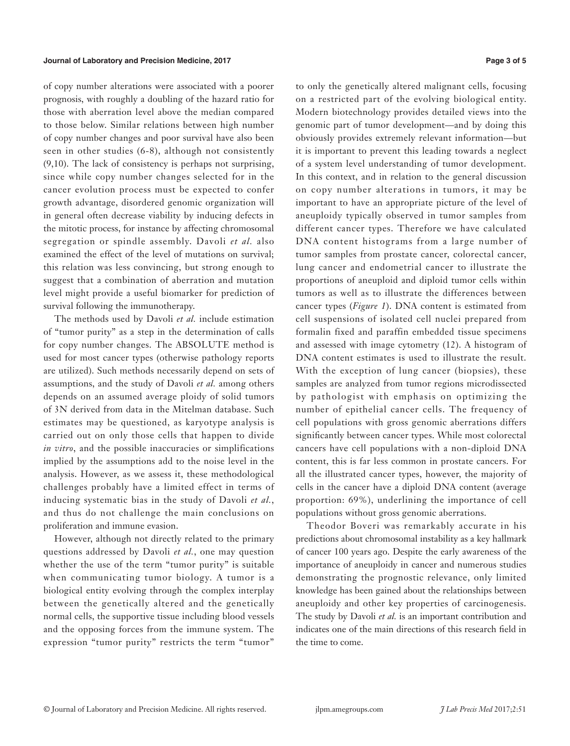of copy number alterations were associated with a poorer prognosis, with roughly a doubling of the hazard ratio for those with aberration level above the median compared to those below. Similar relations between high number of copy number changes and poor survival have also been seen in other studies (6-8), although not consistently (9,10). The lack of consistency is perhaps not surprising, since while copy number changes selected for in the cancer evolution process must be expected to confer growth advantage, disordered genomic organization will in general often decrease viability by inducing defects in the mitotic process, for instance by affecting chromosomal segregation or spindle assembly. Davoli *et al.* also examined the effect of the level of mutations on survival; this relation was less convincing, but strong enough to suggest that a combination of aberration and mutation level might provide a useful biomarker for prediction of survival following the immunotherapy.

The methods used by Davoli *et al.* include estimation of "tumor purity" as a step in the determination of calls for copy number changes. The ABSOLUTE method is used for most cancer types (otherwise pathology reports are utilized). Such methods necessarily depend on sets of assumptions, and the study of Davoli *et al.* among others depends on an assumed average ploidy of solid tumors of 3N derived from data in the Mitelman database. Such estimates may be questioned, as karyotype analysis is carried out on only those cells that happen to divide *in vitro*, and the possible inaccuracies or simplifications implied by the assumptions add to the noise level in the analysis. However, as we assess it, these methodological challenges probably have a limited effect in terms of inducing systematic bias in the study of Davoli *et al.*, and thus do not challenge the main conclusions on proliferation and immune evasion.

However, although not directly related to the primary questions addressed by Davoli *et al.*, one may question whether the use of the term "tumor purity" is suitable when communicating tumor biology. A tumor is a biological entity evolving through the complex interplay between the genetically altered and the genetically normal cells, the supportive tissue including blood vessels and the opposing forces from the immune system. The expression "tumor purity" restricts the term "tumor" to only the genetically altered malignant cells, focusing on a restricted part of the evolving biological entity. Modern biotechnology provides detailed views into the genomic part of tumor development—and by doing this obviously provides extremely relevant information—but it is important to prevent this leading towards a neglect of a system level understanding of tumor development. In this context, and in relation to the general discussion on copy number alterations in tumors, it may be important to have an appropriate picture of the level of aneuploidy typically observed in tumor samples from different cancer types. Therefore we have calculated DNA content histograms from a large number of tumor samples from prostate cancer, colorectal cancer, lung cancer and endometrial cancer to illustrate the proportions of aneuploid and diploid tumor cells within tumors as well as to illustrate the differences between cancer types (*Figure 1*). DNA content is estimated from cell suspensions of isolated cell nuclei prepared from formalin fixed and paraffin embedded tissue specimens and assessed with image cytometry (12). A histogram of DNA content estimates is used to illustrate the result. With the exception of lung cancer (biopsies), these samples are analyzed from tumor regions microdissected by pathologist with emphasis on optimizing the number of epithelial cancer cells. The frequency of cell populations with gross genomic aberrations differs significantly between cancer types. While most colorectal cancers have cell populations with a non-diploid DNA content, this is far less common in prostate cancers. For all the illustrated cancer types, however, the majority of cells in the cancer have a diploid DNA content (average proportion: 69%), underlining the importance of cell populations without gross genomic aberrations.

Theodor Boveri was remarkably accurate in his predictions about chromosomal instability as a key hallmark of cancer 100 years ago. Despite the early awareness of the importance of aneuploidy in cancer and numerous studies demonstrating the prognostic relevance, only limited knowledge has been gained about the relationships between aneuploidy and other key properties of carcinogenesis. The study by Davoli *et al.* is an important contribution and indicates one of the main directions of this research field in the time to come.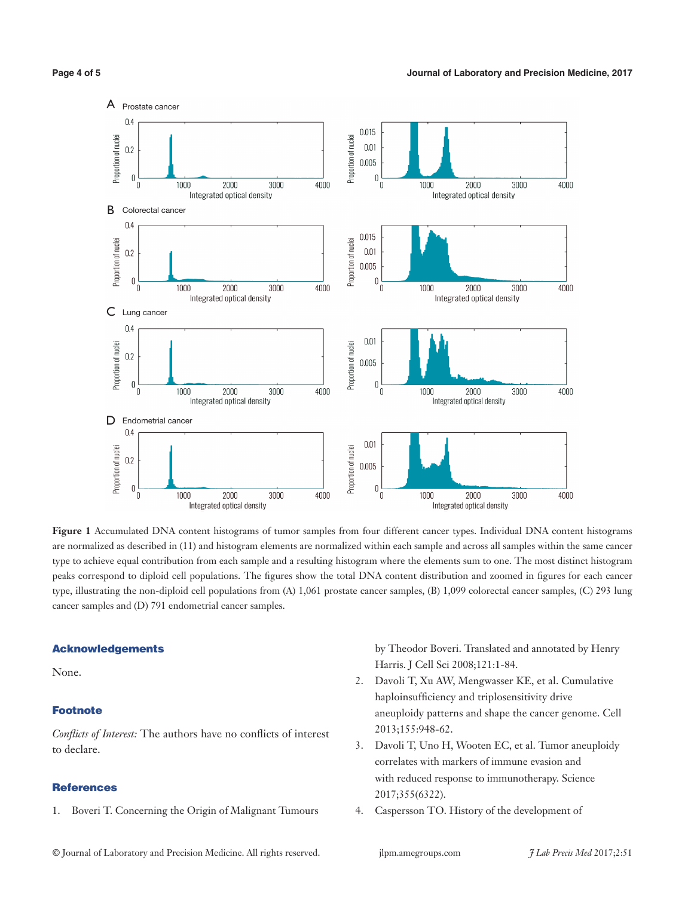Figure 1 Accumulated DNA content histograms of tumor samples from four different cancer types. Individual DNA content histograms are normalized as described in (11) and histogram elements are normalized within each sample and across all samples within the same cancer type to achieve equal contribution from each sample and a resulting histogram where the elements sum to one. The most distinct histogram peaks correspond to diploid cell populations. The figures show the total DNA content distribution and zoomed in figures for each cancer type, illustrating the non-diploid cell populations from (A) 1,061 prostate cancer samples, (B) 1,099 colorectal cancer samples, (C) 293 lung cancer samples and (D) 791 endometrial cancer samples.

## Acknowledgements

None.

## Footnote

*Conflicts of Interest:* The authors have no conflicts of interest to declare.

## References

1. Boveri T. Concerning the Origin of Malignant Tumours by Theodor Boveri. Translated and annotated by Henry Harris. J Cell Sci 2008;121:1-84.
2. Davoli T, Xu AW, Mengwasser KE, et al. Cumulative haploinsufficiency and triplosensitivity drive aneuploidy patterns and shape the cancer genome. Cell 2013;155:948-62.
3. Davoli T, Uno H, Wooten EC, et al. Tumor aneuploidy correlates with markers of immune evasion and with reduced response to immunotherapy. Science 2017;355(6322).
4. Caspersson TO. History of the development of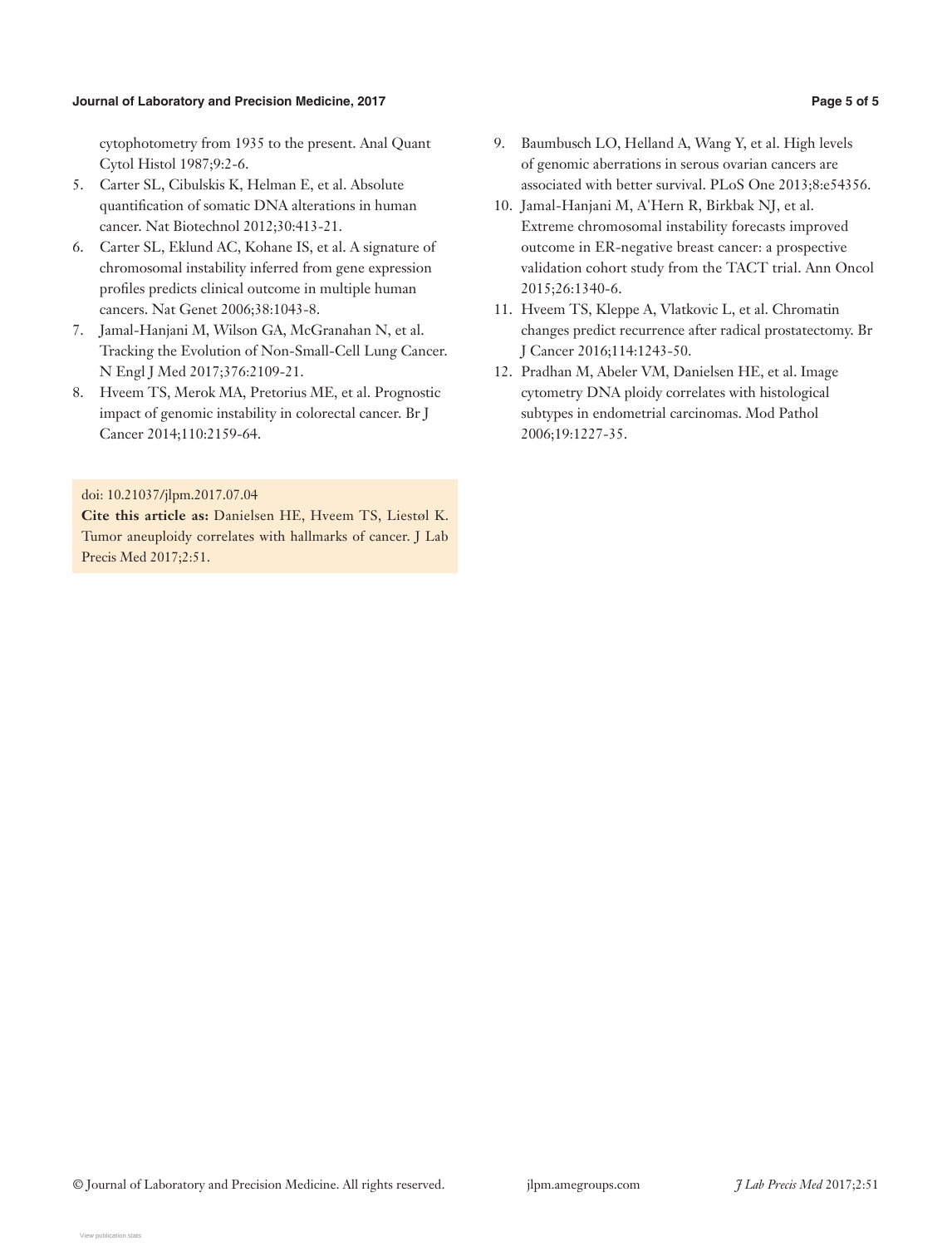cytophotometry from 1935 to the present. Anal Quant Cytol Histol 1987;9:2-6.

5. Carter SL, Cibulskis K, Helman E, et al. Absolute quantification of somatic DNA alterations in human cancer. Nat Biotechnol 2012;30:413-21.
6. Carter SL, Eklund AC, Kohane IS, et al. A signature of chromosomal instability inferred from gene expression profiles predicts clinical outcome in multiple human cancers. Nat Genet 2006;38:1043-8.
7. Jamal-Hanjani M, Wilson GA, McGranahan N, et al. Tracking the Evolution of Non-Small-Cell Lung Cancer. N Engl J Med 2017;376:2109-21.
8. Hveem TS, Merok MA, Pretorius ME, et al. Prognostic impact of genomic instability in colorectal cancer. Br J Cancer 2014;110:2159-64.
9. Baumbusch LO, Helland A, Wang Y, et al. High levels of genomic aberrations in serous ovarian cancers are associated with better survival. PLoS One 2013;8:e54356.
10. Jamal-Hanjani M, A'Hern R, Birkbak NJ, et al. Extreme chromosomal instability forecasts improved outcome in ER-negative breast cancer: a prospective validation cohort study from the TACT trial. Ann Oncol 2015;26:1340-6.
11. Hveem TS, Kleppe A, Vlatkovic L, et al. Chromatin changes predict recurrence after radical prostatectomy. Br J Cancer 2016;114:1243-50.
12. Pradhan M, Abeler VM, Danielsen HE, et al. Image cytometry DNA ploidy correlates with histological subtypes in endometrial carcinomas. Mod Pathol 2006;19:1227-35.

doi: 10.21037/jlpm.2017.07.04

**Cite this article as:** Danielsen HE, Hveem TS, Liestøl K. Tumor aneuploidy correlates with hallmarks of cancer. J Lab Precis Med 2017;2:51.